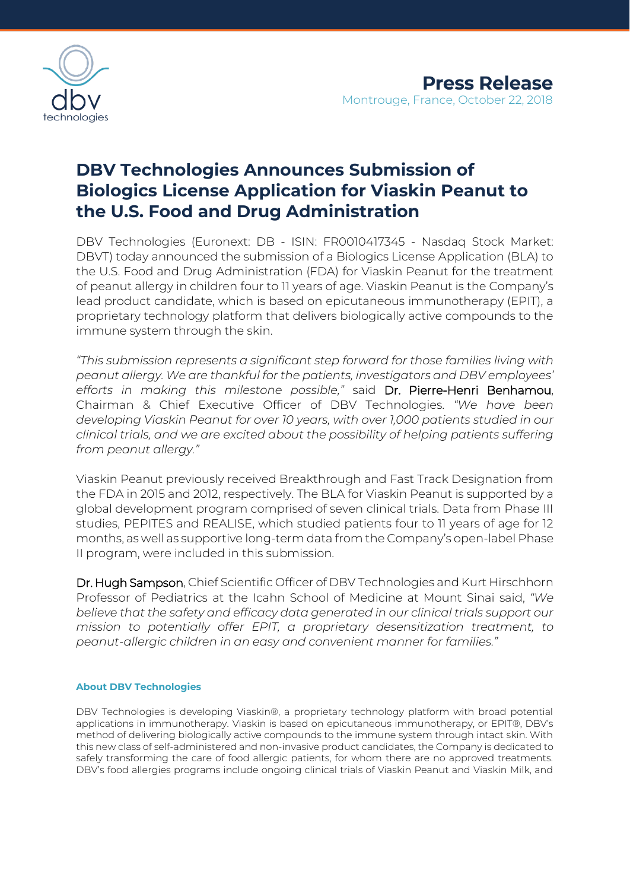Press Release

Montrouge, France, October 22, 2018

# DBV Technologies Announces Submission of Biologics License Application for Viaskin Peanut to the U.S. Food and Drug Administration

DBV Technologies (Euronext: DB - ISIN: FR0010417345 - Nasdaq Stock Market: DBVT) today announced the submission of a Biologics License Application (BLA) to the U.S. Food and Drug Administration (FDA) for Viaskin Peanut for the treatment of peanut allergy in children four to 11 years of age. Viaskin Peanut is the Company's lead product candidate, which is based on epicutaneous immunotherapy (EPIT), a proprietary technology platform that delivers biologically active compounds to the immune system through the skin.

*"This submission represents a significant step forward for those families living with peanut allergy. We are thankful for the patients, investigators and DBV employees' efforts in making this milestone possible,"* said Dr. Pierre-Henri Benhamou, Chairman & Chief Executive Officer of DBV Technologies. *"We have been developing Viaskin Peanut for over 10 years, with over 1,000 patients studied in our clinical trials, and we are excited about the possibility of helping patients suffering from peanut allergy."*

Viaskin Peanut previously received Breakthrough and Fast Track Designation from the FDA in 2015 and 2012, respectively. The BLA for Viaskin Peanut is supported by a global development program comprised of seven clinical trials. Data from Phase III studies, PEPITES and REALISE, which studied patients four to 11 years of age for 12 months, as well as supportive long-term data from the Company's open-label Phase II program, were included in this submission.

Dr. Hugh Sampson, Chief Scientific Officer of DBV Technologies and Kurt Hirschhorn Professor of Pediatrics at the Icahn School of Medicine at Mount Sinai said, *"We believe that the safety and efficacy data generated in our clinical trials support our mission to potentially offer EPIT, a proprietary desensitization treatment, to peanut-allergic children in an easy and convenient manner for families."*

#### About DBV Technologies

DBV Technologies is developing Viaskin®, a proprietary technology platform with broad potential applications in immunotherapy. Viaskin is based on epicutaneous immunotherapy, or EPIT®, DBV's method of delivering biologically active compounds to the immune system through intact skin. With this new class of self-administered and non-invasive product candidates, the Company is dedicated to safely transforming the care of food allergic patients, for whom there are no approved treatments. DBV's food allergies programs include ongoing clinical trials of Viaskin Peanut and Viaskin Milk, and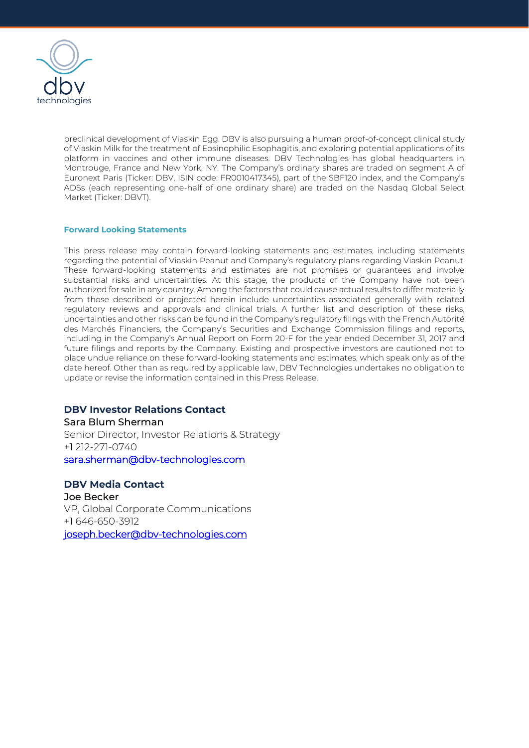preclinical development of Viaskin Egg. DBV is also pursuing a human proof-of-concept clinical study of Viaskin Milk for the treatment of Eosinophilic Esophagitis, and exploring potential applications of its platform in vaccines and other immune diseases. DBV Technologies has global headquarters in Montrouge, France and New York, NY. The Company's ordinary shares are traded on segment A of Euronext Paris (Ticker: DBV, ISIN code: FR0010417345), part of the SBF120 index, and the Company's ADSs (each representing one-half of one ordinary share) are traded on the Nasdaq Global Select Market (Ticker: DBVT).

#### Forward Looking Statements

This press release may contain forward-looking statements and estimates, including statements regarding the potential of Viaskin Peanut and Company's regulatory plans regarding Viaskin Peanut. These forward-looking statements and estimates are not promises or guarantees and involve substantial risks and uncertainties. At this stage, the products of the Company have not been authorized for sale in any country. Among the factors that could cause actual results to differ materially from those described or projected herein include uncertainties associated generally with related regulatory reviews and approvals and clinical trials. A further list and description of these risks, uncertainties and other risks can be found in the Company's regulatory filings with the French Autorité des Marchés Financiers, the Company's Securities and Exchange Commission filings and reports, including in the Company's Annual Report on Form 20-F for the year ended December 31, 2017 and future filings and reports by the Company. Existing and prospective investors are cautioned not to place undue reliance on these forward-looking statements and estimates, which speak only as of the date hereof. Other than as required by applicable law, DBV Technologies undertakes no obligation to update or revise the information contained in this Press Release.

### DBV Investor Relations Contact

Sara Blum Sherman
Senior Director, Investor Relations & Strategy
+1 212-271-0740
sara.sherman@dbv-technologies.com

### DBV Media Contact

Joe Becker
VP, Global Corporate Communications
+1 646-650-3912
joseph.becker@dbv-technologies.com